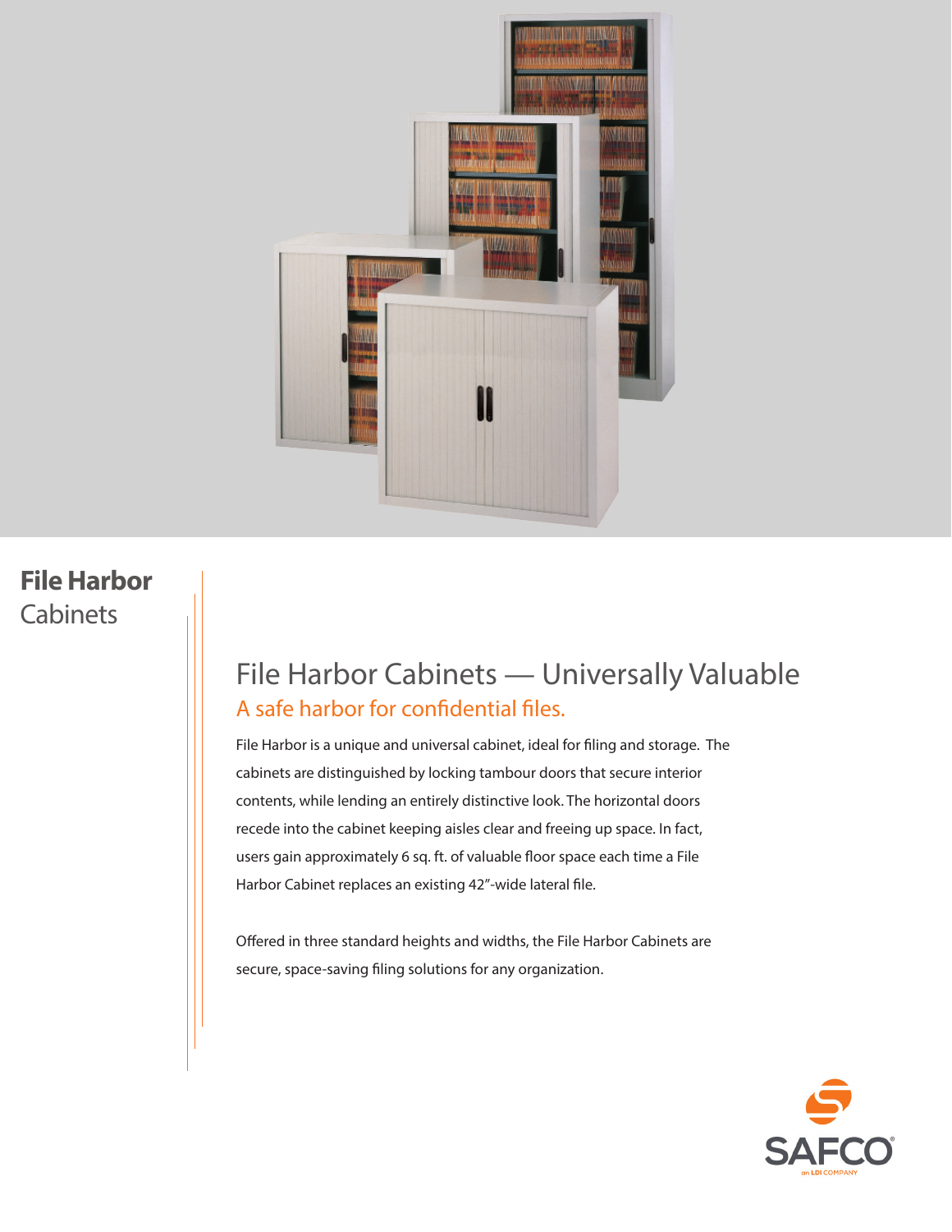**File Harbor**
Cabinets

## File Harbor Cabinets — Universally Valuable

### A safe harbor for confidential files.

File Harbor is a unique and universal cabinet, ideal for filing and storage. The cabinets are distinguished by locking tambour doors that secure interior contents, while lending an entirely distinctive look. The horizontal doors recede into the cabinet keeping aisles clear and freeing up space. In fact, users gain approximately 6 sq. ft. of valuable floor space each time a File Harbor Cabinet replaces an existing 42"-wide lateral file.

Offered in three standard heights and widths, the File Harbor Cabinets are secure, space-saving filing solutions for any organization.

SAFCO®
an LDI COMPANY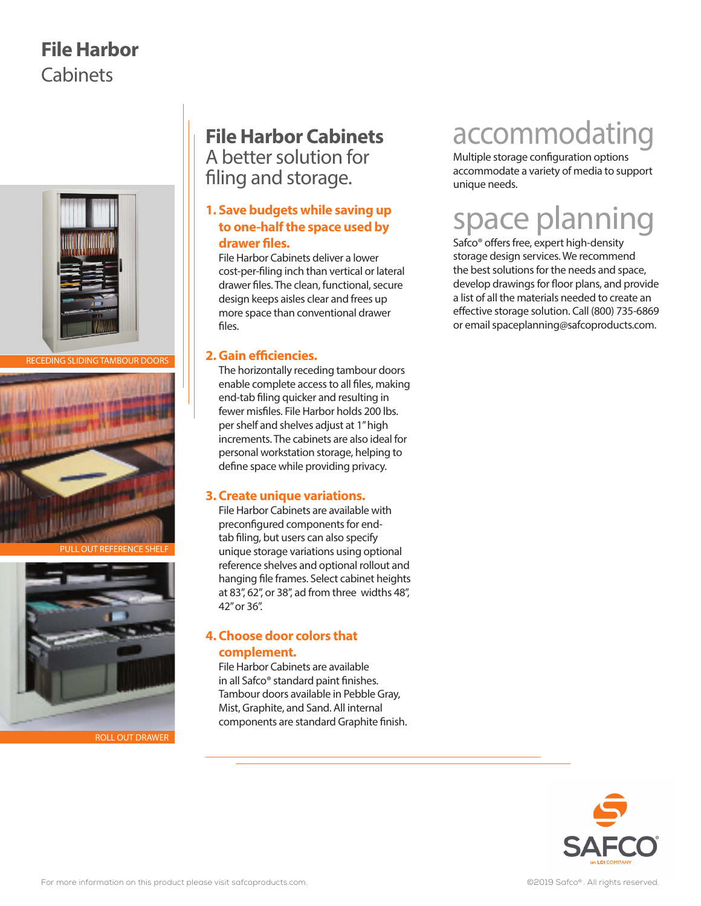# File Harbor Cabinets

RECEDING SLIDING TAMBOUR DOORS

PULL OUT REFERENCE SHELF

ROLL OUT DRAWER

## File Harbor Cabinets

A better solution for filing and storage.

### 1. Save budgets while saving up to one-half the space used by drawer files.

File Harbor Cabinets deliver a lower cost-per-filing inch than vertical or lateral drawer files. The clean, functional, secure design keeps aisles clear and frees up more space than conventional drawer files.

### 2. Gain efficiencies.

The horizontally receding tambour doors enable complete access to all files, making end-tab filing quicker and resulting in fewer misfiles. File Harbor holds 200 lbs. per shelf and shelves adjust at 1" high increments. The cabinets are also ideal for personal workstation storage, helping to define space while providing privacy.

### 3. Create unique variations.

File Harbor Cabinets are available with preconfigured components for end-tab filing, but users can also specify unique storage variations using optional reference shelves and optional rollout and hanging file frames. Select cabinet heights at 83", 62", or 38", ad from three widths 48", 42" or 36".

### 4. Choose door colors that complement.

File Harbor Cabinets are available in all Safco® standard paint finishes. Tambour doors available in Pebble Gray, Mist, Graphite, and Sand. All internal components are standard Graphite finish.

## accommodating

Multiple storage configuration options accommodate a variety of media to support unique needs.

## space planning

Safco® offers free, expert high-density storage design services. We recommend the best solutions for the needs and space, develop drawings for floor plans, and provide a list of all the materials needed to create an effective storage solution. Call (800) 735-6869 or email spaceplanning@safcoproducts.com.

SAFCO® an LDI COMPANY

For more information on this product please visit safcoproducts.com.

©2019 Safco®. All rights reserved.